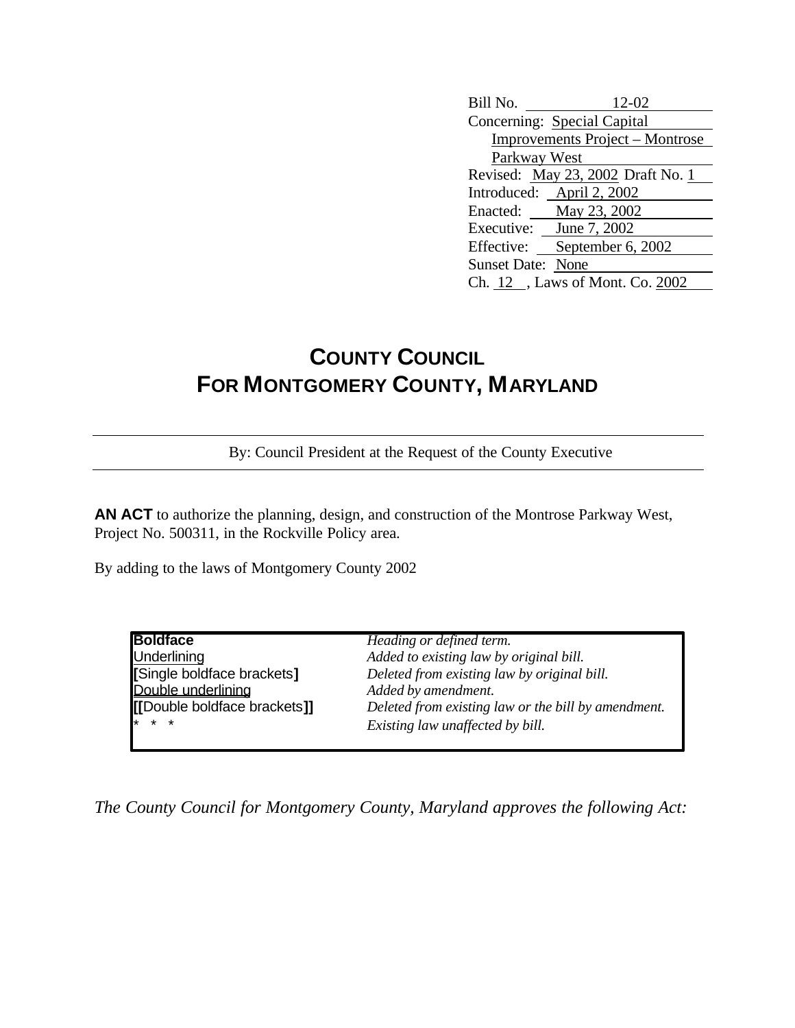Bill No. 12-02
Concerning: Special Capital Improvements Project – Montrose Parkway West
Revised: May 23, 2002 Draft No. 1
Introduced: April 2, 2002
Enacted: May 23, 2002
Executive: June 7, 2002
Effective: September 6, 2002
Sunset Date: None
Ch. 12 , Laws of Mont. Co. 2002

# COUNTY COUNCIL
# FOR MONTGOMERY COUNTY, MARYLAND

By: Council President at the Request of the County Executive

**AN ACT** to authorize the planning, design, and construction of the Montrose Parkway West, Project No. 500311, in the Rockville Policy area.

By adding to the laws of Montgomery County 2002

| | |
|---|---|
| **Boldface** | *Heading or defined term.* |
| Underlining | *Added to existing law by original bill.* |
| **[**Single boldface brackets**]** | *Deleted from existing law by original bill.* |
| Double underlining | *Added by amendment.* |
| **[[**Double boldface brackets**]]** | *Deleted from existing law or the bill by amendment.* |
| * * * | *Existing law unaffected by bill.* |

*The County Council for Montgomery County, Maryland approves the following Act:*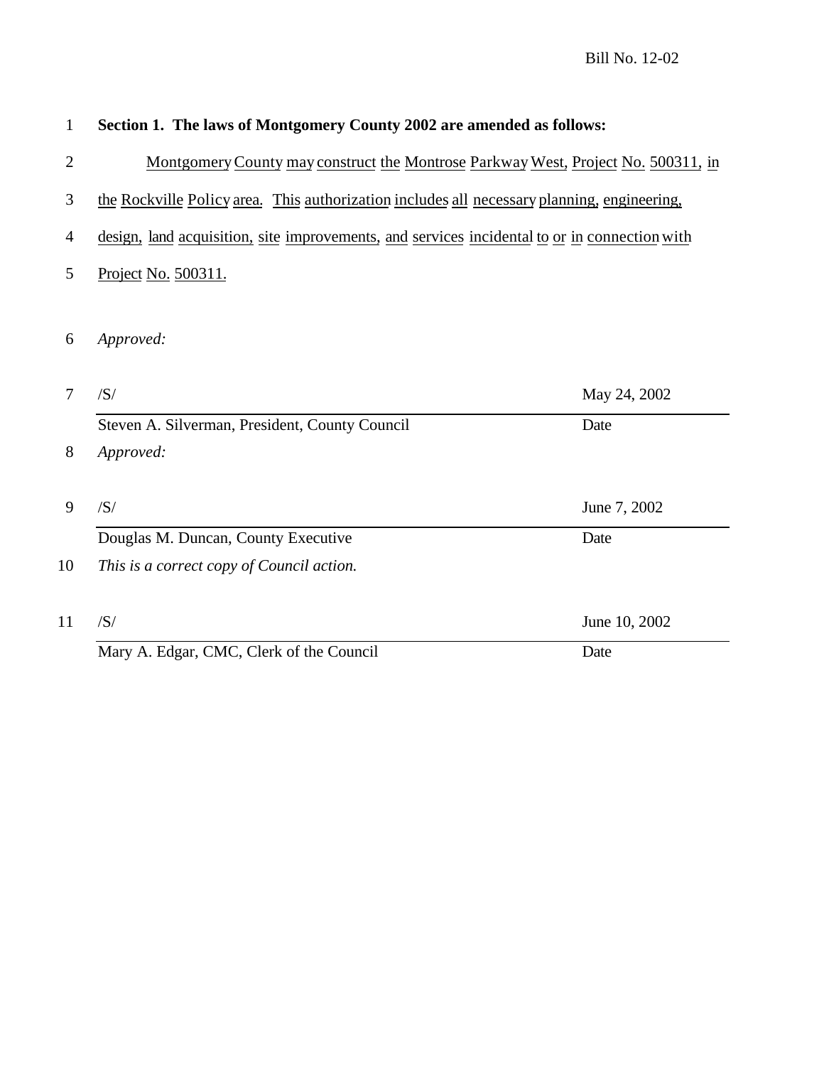**Section 1. The laws of Montgomery County 2002 are amended as follows:**

Montgomery County may construct the Montrose Parkway West, Project No. 500311, in the Rockville Policy area. This authorization includes all necessary planning, engineering, design, land acquisition, site improvements, and services incidental to or in connection with Project No. 500311.

*Approved:*

| | |
|---|---|
| /S/ | May 24, 2002 |
| Steven A. Silverman, President, County Council | Date |

*Approved:*

| | |
|---|---|
| /S/ | June 7, 2002 |
| Douglas M. Duncan, County Executive | Date |

*This is a correct copy of Council action.*

| | |
|---|---|
| /S/ | June 10, 2002 |
| Mary A. Edgar, CMC, Clerk of the Council | Date |